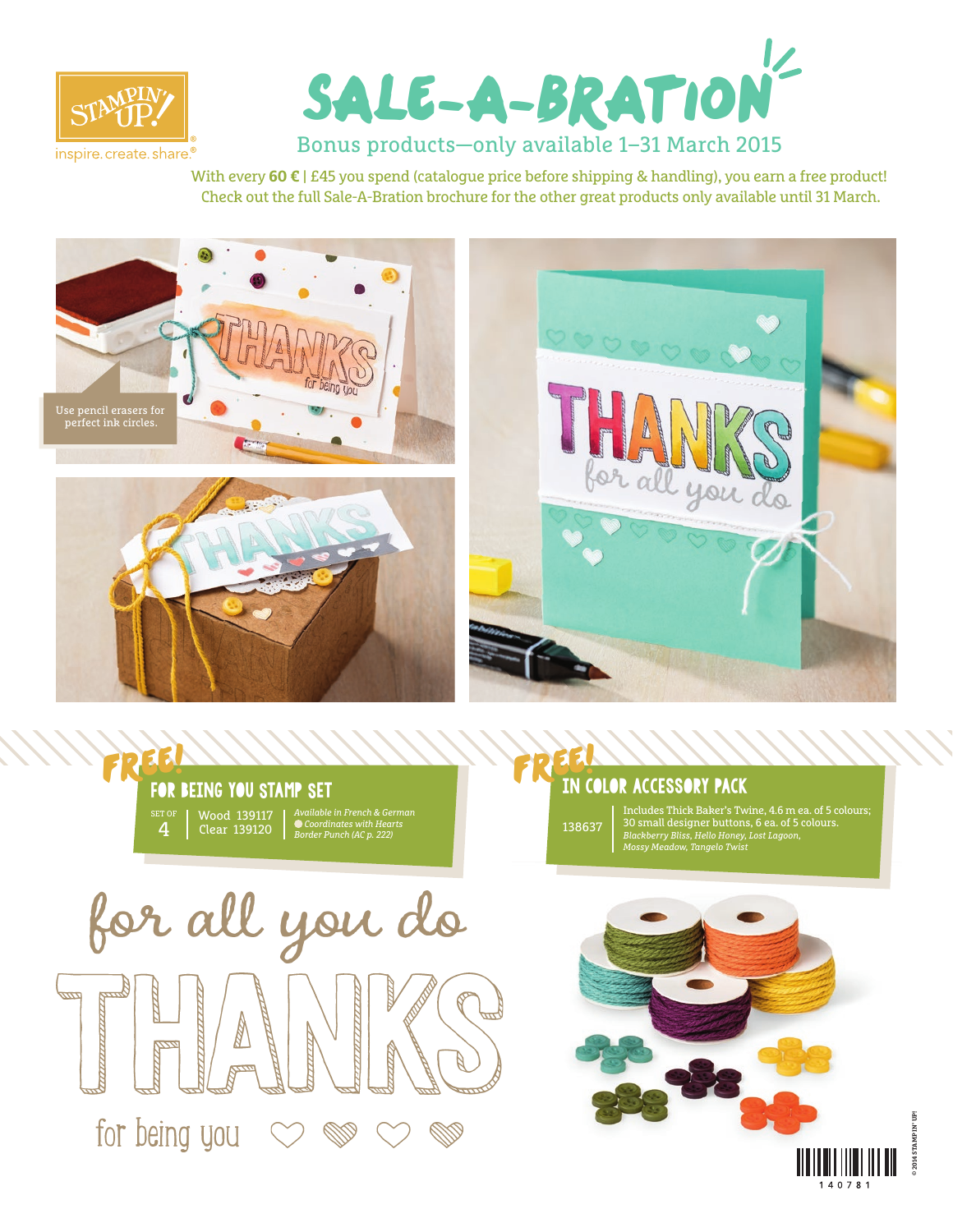# SALE-A-BRATION

## Bonus products—only available 1–31 March 2015

With every **60 €** | £45 you spend (catalogue price before shipping & handling), you earn a free product! Check out the full Sale-A-Bration brochure for the other great products only available until 31 March.

Use pencil erasers for perfect ink circles.

### FREE! FOR BEING YOU STAMP SET

SET OF 4 | Wood 139117 | Clear 139120 | *Available in French & German* | *Coordinates with Hearts Border Punch (AC p. 222)*

### FREE! IN COLOR ACCESSORY PACK

138637 | Includes Thick Baker's Twine, 4.6 m ea. of 5 colours; 30 small designer buttons, 6 ea. of 5 colours. *Blackberry Bliss, Hello Honey, Lost Lagoon, Mossy Meadow, Tangelo Twist*

140781

© 2014 STAMPIN' UP!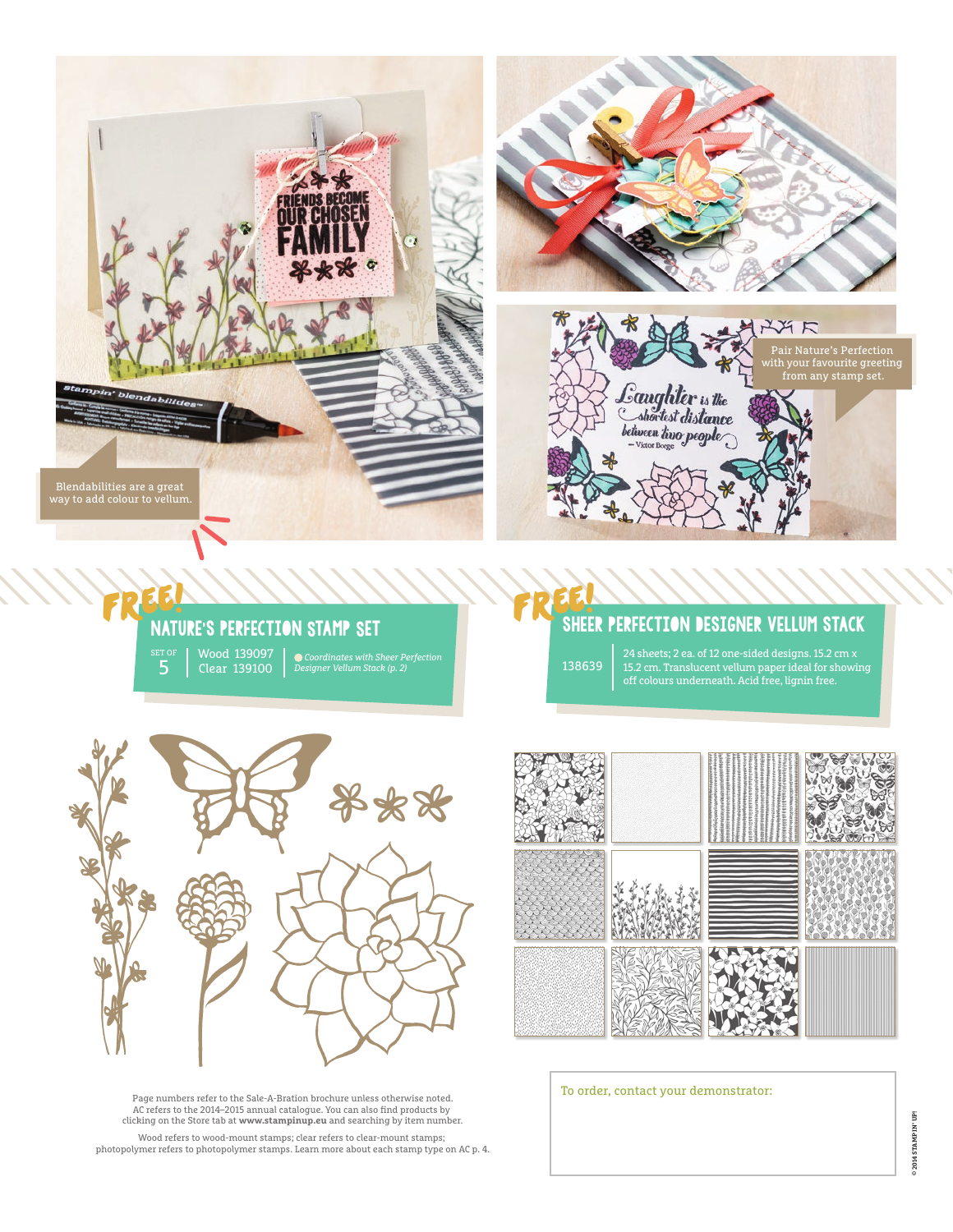Blendabilities are a great way to add colour to vellum.

Pair Nature's Perfection with your favourite greeting from any stamp set.

## FREE! NATURE'S PERFECTION STAMP SET

SET OF 5 | Wood 139097 | Clear 139100 | Coordinates with Sheer Perfection Designer Vellum Stack (p. 2)

## FREE! SHEER PERFECTION DESIGNER VELLUM STACK

138639 | 24 sheets; 2 ea. of 12 one-sided designs. 15.2 cm x 15.2 cm. Translucent vellum paper ideal for showing off colours underneath. Acid free, lignin free.

Page numbers refer to the Sale-A-Bration brochure unless otherwise noted. AC refers to the 2014–2015 annual catalogue. You can also find products by clicking on the Store tab at **www.stampinup.eu** and searching by item number.

Wood refers to wood-mount stamps; clear refers to clear-mount stamps; photopolymer refers to photopolymer stamps. Learn more about each stamp type on AC p. 4.

To order, contact your demonstrator:

© 2014 STAMPIN' UP!